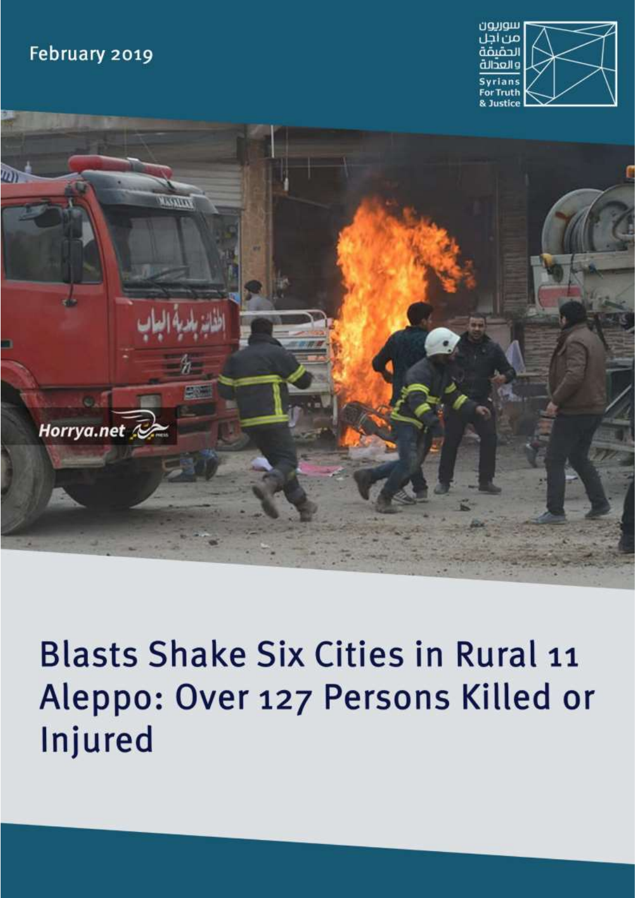February 2019

سوريون من أجل الحقيقة والعدالة

Syrians For Truth & Justice

# Blasts Shake Six Cities in Rural Aleppo: Over 127 Persons Killed or Injured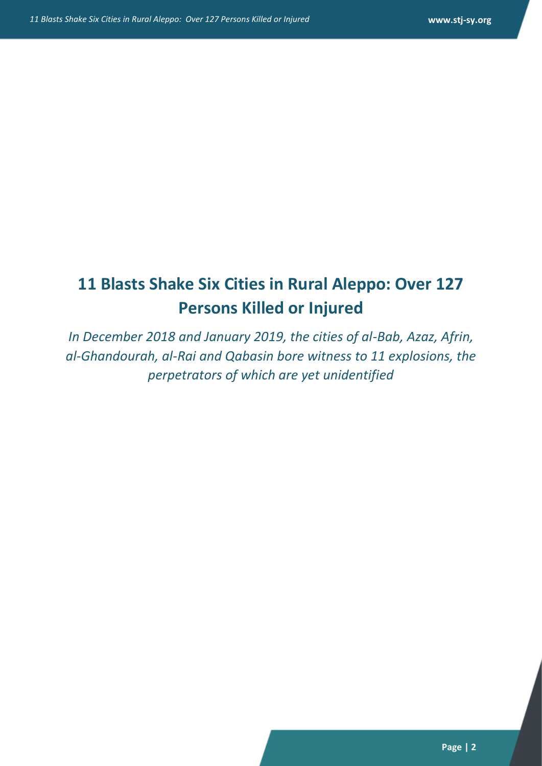# 11 Blasts Shake Six Cities in Rural Aleppo: Over 127 Persons Killed or Injured

*In December 2018 and January 2019, the cities of al-Bab, Azaz, Afrin, al-Ghandourah, al-Rai and Qabasin bore witness to 11 explosions, the perpetrators of which are yet unidentified*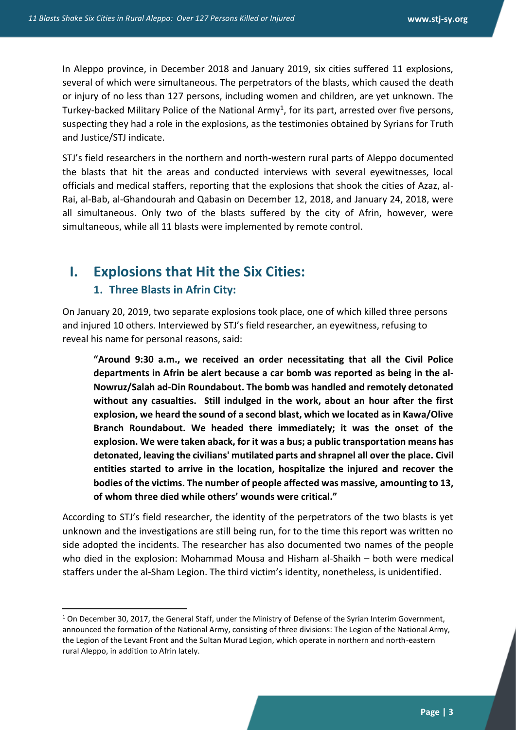In Aleppo province, in December 2018 and January 2019, six cities suffered 11 explosions, several of which were simultaneous. The perpetrators of the blasts, which caused the death or injury of no less than 127 persons, including women and children, are yet unknown. The Turkey-backed Military Police of the National Army[1], for its part, arrested over five persons, suspecting they had a role in the explosions, as the testimonies obtained by Syrians for Truth and Justice/STJ indicate.

STJ's field researchers in the northern and north-western rural parts of Aleppo documented the blasts that hit the areas and conducted interviews with several eyewitnesses, local officials and medical staffers, reporting that the explosions that shook the cities of Azaz, al-Rai, al-Bab, al-Ghandourah and Qabasin on December 12, 2018, and January 24, 2018, were all simultaneous. Only two of the blasts suffered by the city of Afrin, however, were simultaneous, while all 11 blasts were implemented by remote control.

# I. Explosions that Hit the Six Cities:

## 1. Three Blasts in Afrin City:

On January 20, 2019, two separate explosions took place, one of which killed three persons and injured 10 others. Interviewed by STJ's field researcher, an eyewitness, refusing to reveal his name for personal reasons, said:

> **"Around 9:30 a.m., we received an order necessitating that all the Civil Police departments in Afrin be alert because a car bomb was reported as being in the al-Nowruz/Salah ad-Din Roundabout. The bomb was handled and remotely detonated without any casualties. Still indulged in the work, about an hour after the first explosion, we heard the sound of a second blast, which we located as in Kawa/Olive Branch Roundabout. We headed there immediately; it was the onset of the explosion. We were taken aback, for it was a bus; a public transportation means has detonated, leaving the civilians' mutilated parts and shrapnel all over the place. Civil entities started to arrive in the location, hospitalize the injured and recover the bodies of the victims. The number of people affected was massive, amounting to 13, of whom three died while others' wounds were critical."**

According to STJ's field researcher, the identity of the perpetrators of the two blasts is yet unknown and the investigations are still being run, for to the time this report was written no side adopted the incidents. The researcher has also documented two names of the people who died in the explosion: Mohammad Mousa and Hisham al-Shaikh – both were medical staffers under the al-Sham Legion. The third victim's identity, nonetheless, is unidentified.

---

[1] On December 30, 2017, the General Staff, under the Ministry of Defense of the Syrian Interim Government, announced the formation of the National Army, consisting of three divisions: The Legion of the National Army, the Legion of the Levant Front and the Sultan Murad Legion, which operate in northern and north-eastern rural Aleppo, in addition to Afrin lately.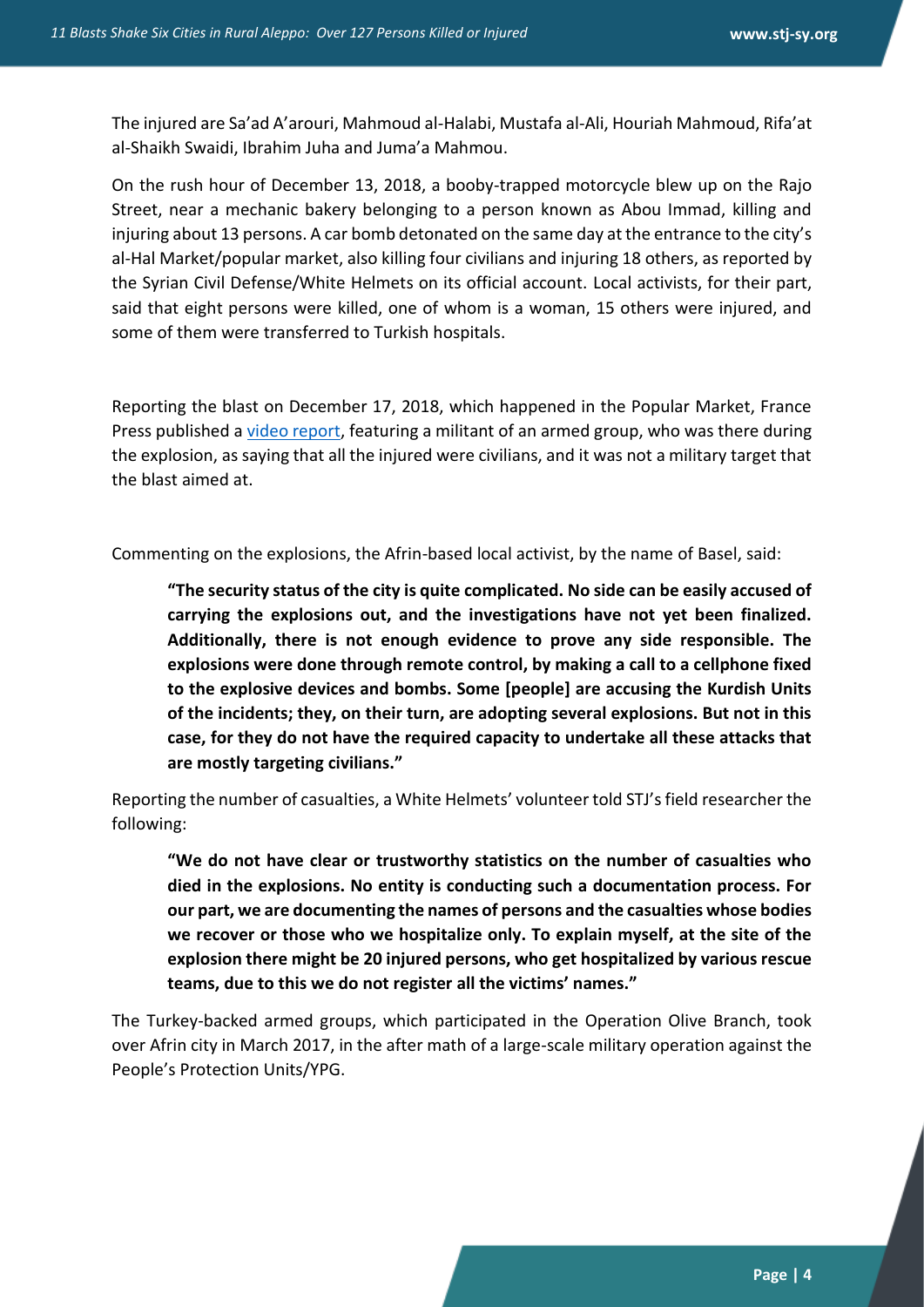The injured are Sa'ad A'arouri, Mahmoud al-Halabi, Mustafa al-Ali, Houriah Mahmoud, Rifa'at al-Shaikh Swaidi, Ibrahim Juha and Juma'a Mahmou.

On the rush hour of December 13, 2018, a booby-trapped motorcycle blew up on the Rajo Street, near a mechanic bakery belonging to a person known as Abou Immad, killing and injuring about 13 persons. A car bomb detonated on the same day at the entrance to the city's al-Hal Market/popular market, also killing four civilians and injuring 18 others, as reported by the Syrian Civil Defense/White Helmets on its official account. Local activists, for their part, said that eight persons were killed, one of whom is a woman, 15 others were injured, and some of them were transferred to Turkish hospitals.

Reporting the blast on December 17, 2018, which happened in the Popular Market, France Press published a video report, featuring a militant of an armed group, who was there during the explosion, as saying that all the injured were civilians, and it was not a military target that the blast aimed at.

Commenting on the explosions, the Afrin-based local activist, by the name of Basel, said:

> **"The security status of the city is quite complicated. No side can be easily accused of carrying the explosions out, and the investigations have not yet been finalized. Additionally, there is not enough evidence to prove any side responsible. The explosions were done through remote control, by making a call to a cellphone fixed to the explosive devices and bombs. Some [people] are accusing the Kurdish Units of the incidents; they, on their turn, are adopting several explosions. But not in this case, for they do not have the required capacity to undertake all these attacks that are mostly targeting civilians."**

Reporting the number of casualties, a White Helmets' volunteer told STJ's field researcher the following:

> **"We do not have clear or trustworthy statistics on the number of casualties who died in the explosions. No entity is conducting such a documentation process. For our part, we are documenting the names of persons and the casualties whose bodies we recover or those who we hospitalize only. To explain myself, at the site of the explosion there might be 20 injured persons, who get hospitalized by various rescue teams, due to this we do not register all the victims' names."**

The Turkey-backed armed groups, which participated in the Operation Olive Branch, took over Afrin city in March 2017, in the after math of a large-scale military operation against the People's Protection Units/YPG.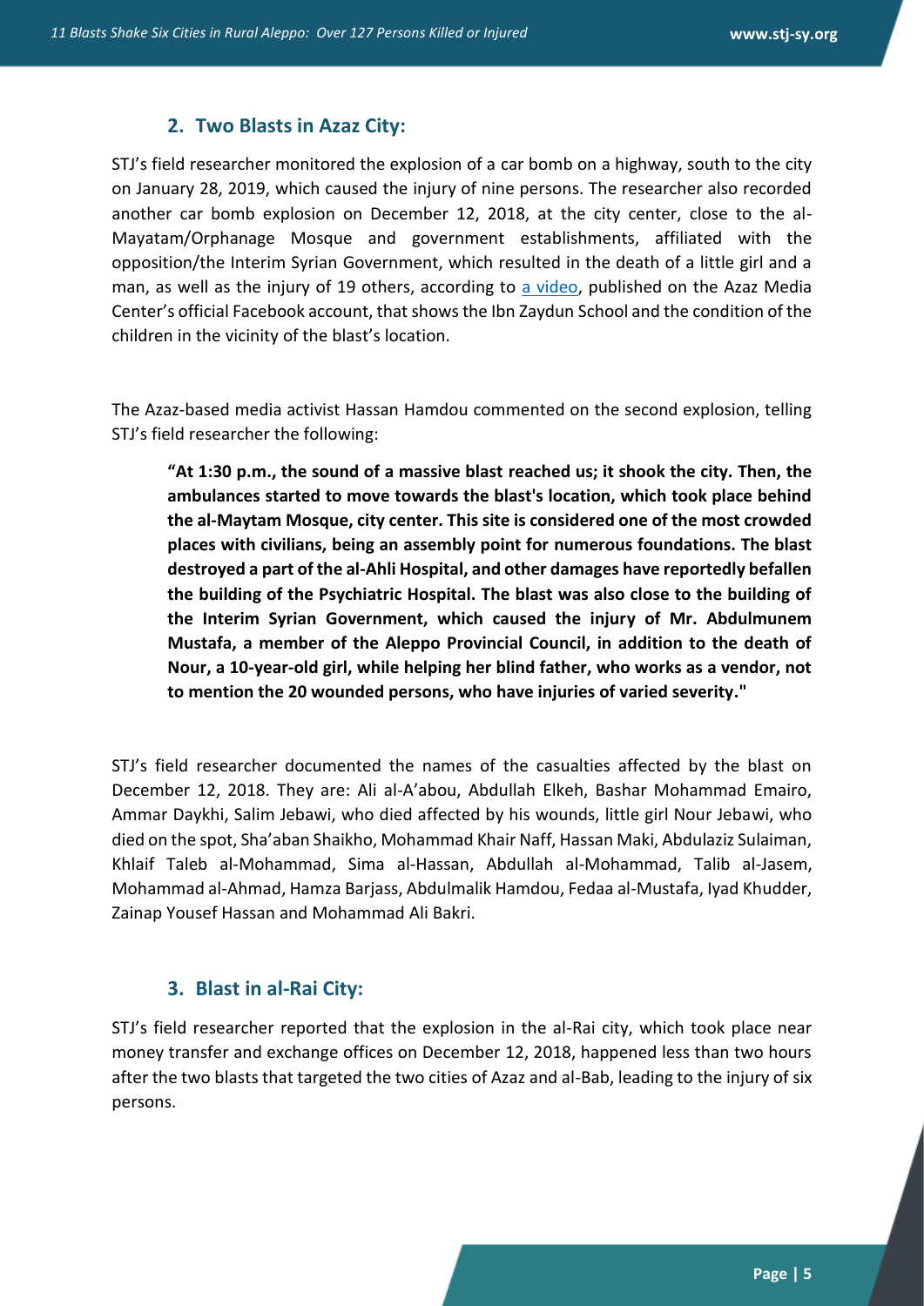## 2. Two Blasts in Azaz City:

STJ's field researcher monitored the explosion of a car bomb on a highway, south to the city on January 28, 2019, which caused the injury of nine persons. The researcher also recorded another car bomb explosion on December 12, 2018, at the city center, close to the al-Mayatam/Orphanage Mosque and government establishments, affiliated with the opposition/the Interim Syrian Government, which resulted in the death of a little girl and a man, as well as the injury of 19 others, according to [a video](), published on the Azaz Media Center's official Facebook account, that shows the Ibn Zaydun School and the condition of the children in the vicinity of the blast's location.

The Azaz-based media activist Hassan Hamdou commented on the second explosion, telling STJ's field researcher the following:

> **"At 1:30 p.m., the sound of a massive blast reached us; it shook the city. Then, the ambulances started to move towards the blast's location, which took place behind the al-Maytam Mosque, city center. This site is considered one of the most crowded places with civilians, being an assembly point for numerous foundations. The blast destroyed a part of the al-Ahli Hospital, and other damages have reportedly befallen the building of the Psychiatric Hospital. The blast was also close to the building of the Interim Syrian Government, which caused the injury of Mr. Abdulmunem Mustafa, a member of the Aleppo Provincial Council, in addition to the death of Nour, a 10-year-old girl, while helping her blind father, who works as a vendor, not to mention the 20 wounded persons, who have injuries of varied severity."**

STJ's field researcher documented the names of the casualties affected by the blast on December 12, 2018. They are: Ali al-A'abou, Abdullah Elkeh, Bashar Mohammad Emairo, Ammar Daykhi, Salim Jebawi, who died affected by his wounds, little girl Nour Jebawi, who died on the spot, Sha'aban Shaikho, Mohammad Khair Naff, Hassan Maki, Abdulaziz Sulaiman, Khlaif Taleb al-Mohammad, Sima al-Hassan, Abdullah al-Mohammad, Talib al-Jasem, Mohammad al-Ahmad, Hamza Barjass, Abdulmalik Hamdou, Fedaa al-Mustafa, Iyad Khudder, Zainap Yousef Hassan and Mohammad Ali Bakri.

## 3. Blast in al-Rai City:

STJ's field researcher reported that the explosion in the al-Rai city, which took place near money transfer and exchange offices on December 12, 2018, happened less than two hours after the two blasts that targeted the two cities of Azaz and al-Bab, leading to the injury of six persons.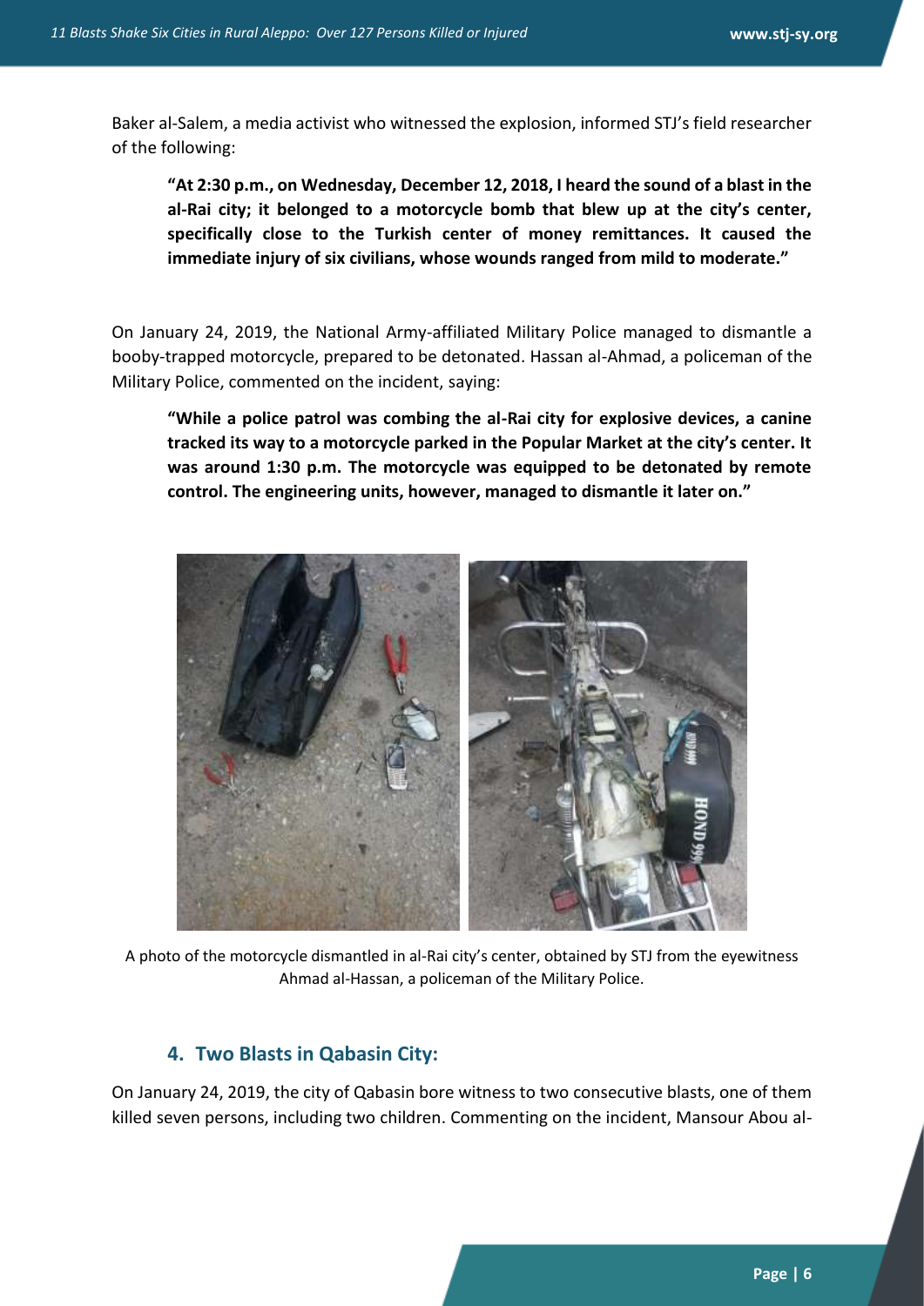Baker al-Salem, a media activist who witnessed the explosion, informed STJ's field researcher of the following:

> **"At 2:30 p.m., on Wednesday, December 12, 2018, I heard the sound of a blast in the al-Rai city; it belonged to a motorcycle bomb that blew up at the city's center, specifically close to the Turkish center of money remittances. It caused the immediate injury of six civilians, whose wounds ranged from mild to moderate."**

On January 24, 2019, the National Army-affiliated Military Police managed to dismantle a booby-trapped motorcycle, prepared to be detonated. Hassan al-Ahmad, a policeman of the Military Police, commented on the incident, saying:

> **"While a police patrol was combing the al-Rai city for explosive devices, a canine tracked its way to a motorcycle parked in the Popular Market at the city's center. It was around 1:30 p.m. The motorcycle was equipped to be detonated by remote control. The engineering units, however, managed to dismantle it later on."**

A photo of the motorcycle dismantled in al-Rai city's center, obtained by STJ from the eyewitness Ahmad al-Hassan, a policeman of the Military Police.

### 4. Two Blasts in Qabasin City:

On January 24, 2019, the city of Qabasin bore witness to two consecutive blasts, one of them killed seven persons, including two children. Commenting on the incident, Mansour Abou al-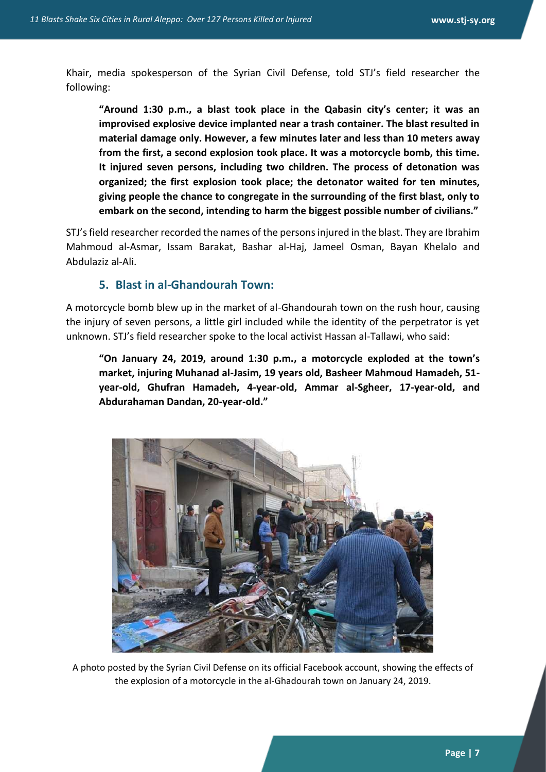Khair, media spokesperson of the Syrian Civil Defense, told STJ's field researcher the following:

> **"Around 1:30 p.m., a blast took place in the Qabasin city's center; it was an improvised explosive device implanted near a trash container. The blast resulted in material damage only. However, a few minutes later and less than 10 meters away from the first, a second explosion took place. It was a motorcycle bomb, this time. It injured seven persons, including two children. The process of detonation was organized; the first explosion took place; the detonator waited for ten minutes, giving people the chance to congregate in the surrounding of the first blast, only to embark on the second, intending to harm the biggest possible number of civilians."**

STJ's field researcher recorded the names of the persons injured in the blast. They are Ibrahim Mahmoud al-Asmar, Issam Barakat, Bashar al-Haj, Jameel Osman, Bayan Khelalo and Abdulaziz al-Ali.

## 5. Blast in al-Ghandourah Town:

A motorcycle bomb blew up in the market of al-Ghandourah town on the rush hour, causing the injury of seven persons, a little girl included while the identity of the perpetrator is yet unknown. STJ's field researcher spoke to the local activist Hassan al-Tallawi, who said:

> **"On January 24, 2019, around 1:30 p.m., a motorcycle exploded at the town's market, injuring Muhanad al-Jasim, 19 years old, Basheer Mahmoud Hamadeh, 51-year-old, Ghufran Hamadeh, 4-year-old, Ammar al-Sgheer, 17-year-old, and Abdurahaman Dandan, 20-year-old."**

A photo posted by the Syrian Civil Defense on its official Facebook account, showing the effects of the explosion of a motorcycle in the al-Ghadourah town on January 24, 2019.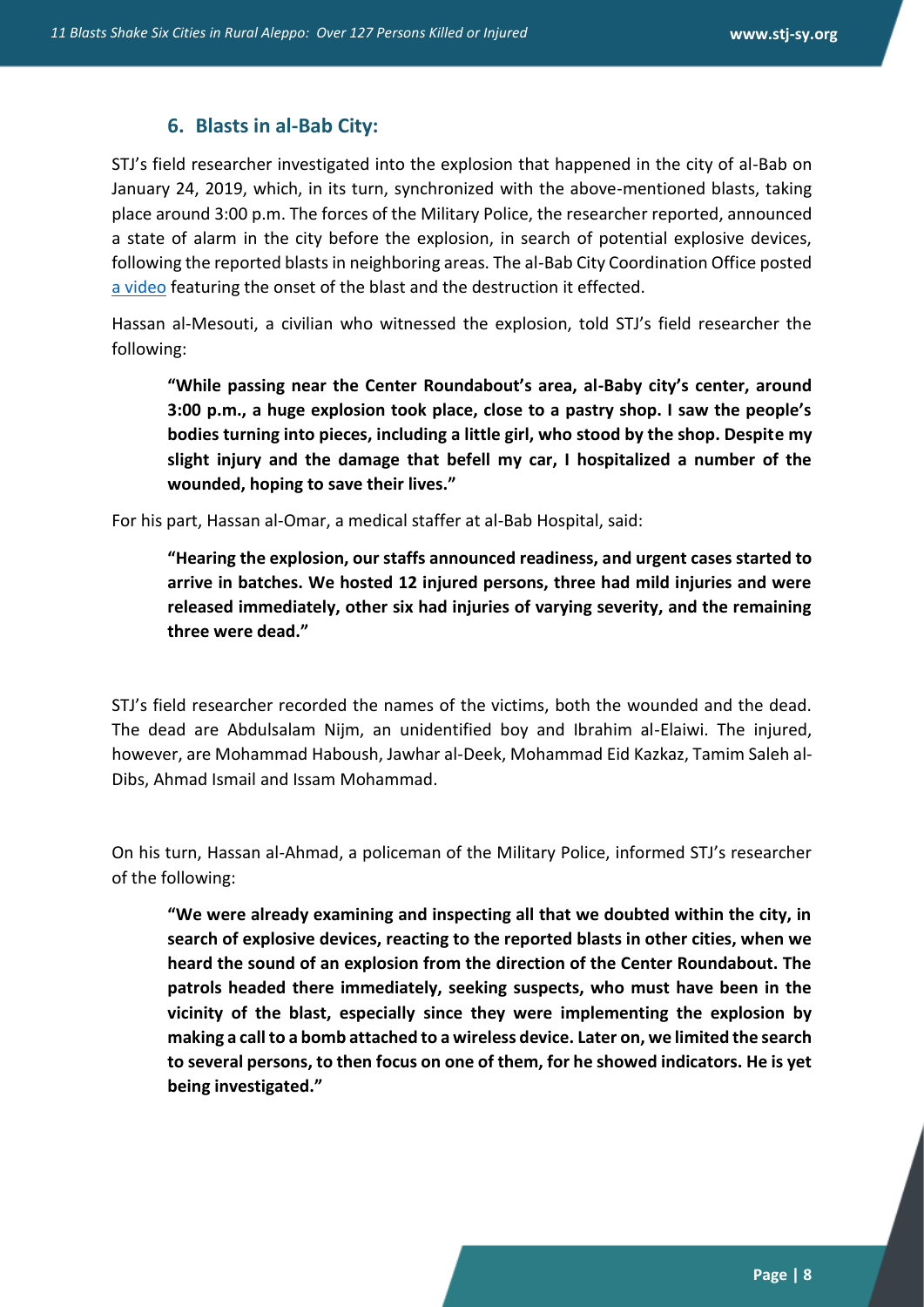## 6. Blasts in al-Bab City:

STJ's field researcher investigated into the explosion that happened in the city of al-Bab on January 24, 2019, which, in its turn, synchronized with the above-mentioned blasts, taking place around 3:00 p.m. The forces of the Military Police, the researcher reported, announced a state of alarm in the city before the explosion, in search of potential explosive devices, following the reported blasts in neighboring areas. The al-Bab City Coordination Office posted [a video](#) featuring the onset of the blast and the destruction it effected.

Hassan al-Mesouti, a civilian who witnessed the explosion, told STJ's field researcher the following:

> **"While passing near the Center Roundabout's area, al-Baby city's center, around 3:00 p.m., a huge explosion took place, close to a pastry shop. I saw the people's bodies turning into pieces, including a little girl, who stood by the shop. Despite my slight injury and the damage that befell my car, I hospitalized a number of the wounded, hoping to save their lives."**

For his part, Hassan al-Omar, a medical staffer at al-Bab Hospital, said:

> **"Hearing the explosion, our staffs announced readiness, and urgent cases started to arrive in batches. We hosted 12 injured persons, three had mild injuries and were released immediately, other six had injuries of varying severity, and the remaining three were dead."**

STJ's field researcher recorded the names of the victims, both the wounded and the dead. The dead are Abdulsalam Nijm, an unidentified boy and Ibrahim al-Elaiwi. The injured, however, are Mohammad Haboush, Jawhar al-Deek, Mohammad Eid Kazkaz, Tamim Saleh al-Dibs, Ahmad Ismail and Issam Mohammad.

On his turn, Hassan al-Ahmad, a policeman of the Military Police, informed STJ's researcher of the following:

> **"We were already examining and inspecting all that we doubted within the city, in search of explosive devices, reacting to the reported blasts in other cities, when we heard the sound of an explosion from the direction of the Center Roundabout. The patrols headed there immediately, seeking suspects, who must have been in the vicinity of the blast, especially since they were implementing the explosion by making a call to a bomb attached to a wireless device. Later on, we limited the search to several persons, to then focus on one of them, for he showed indicators. He is yet being investigated."**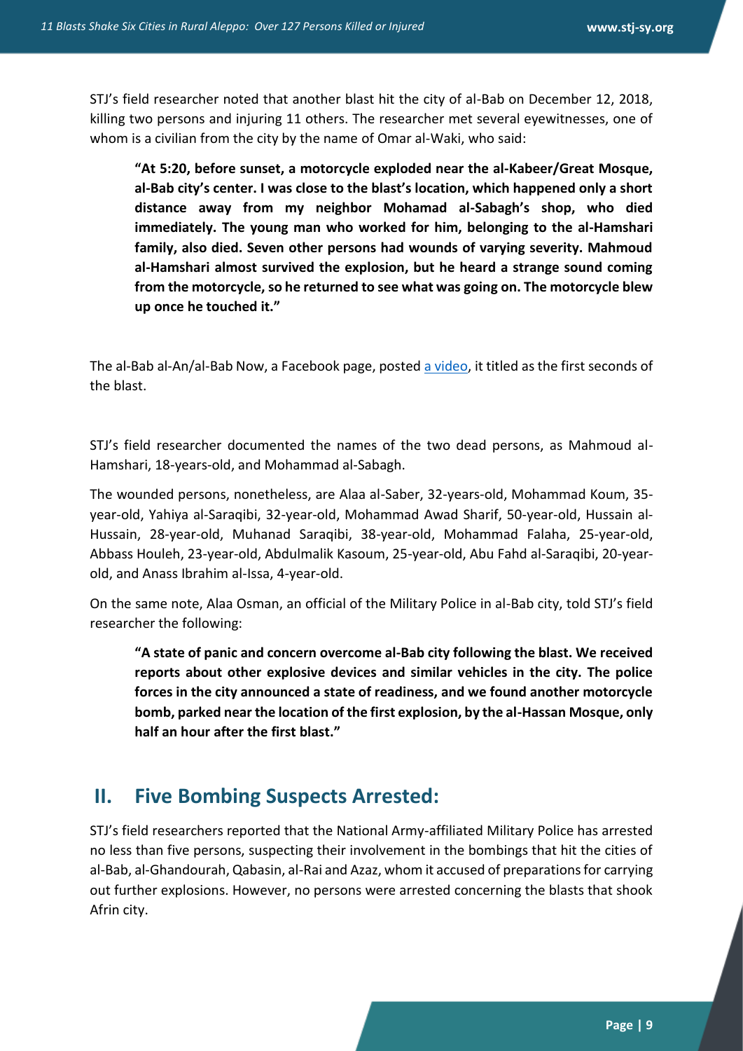STJ's field researcher noted that another blast hit the city of al-Bab on December 12, 2018, killing two persons and injuring 11 others. The researcher met several eyewitnesses, one of whom is a civilian from the city by the name of Omar al-Waki, who said:

> **"At 5:20, before sunset, a motorcycle exploded near the al-Kabeer/Great Mosque, al-Bab city's center. I was close to the blast's location, which happened only a short distance away from my neighbor Mohamad al-Sabagh's shop, who died immediately. The young man who worked for him, belonging to the al-Hamshari family, also died. Seven other persons had wounds of varying severity. Mahmoud al-Hamshari almost survived the explosion, but he heard a strange sound coming from the motorcycle, so he returned to see what was going on. The motorcycle blew up once he touched it."**

The al-Bab al-An/al-Bab Now, a Facebook page, posted a video, it titled as the first seconds of the blast.

STJ's field researcher documented the names of the two dead persons, as Mahmoud al-Hamshari, 18-years-old, and Mohammad al-Sabagh.

The wounded persons, nonetheless, are Alaa al-Saber, 32-years-old, Mohammad Koum, 35-year-old, Yahiya al-Saraqibi, 32-year-old, Mohammad Awad Sharif, 50-year-old, Hussain al-Hussain, 28-year-old, Muhanad Saraqibi, 38-year-old, Mohammad Falaha, 25-year-old, Abbass Houleh, 23-year-old, Abdulmalik Kasoum, 25-year-old, Abu Fahd al-Saraqibi, 20-year-old, and Anass Ibrahim al-Issa, 4-year-old.

On the same note, Alaa Osman, an official of the Military Police in al-Bab city, told STJ's field researcher the following:

> **"A state of panic and concern overcome al-Bab city following the blast. We received reports about other explosive devices and similar vehicles in the city. The police forces in the city announced a state of readiness, and we found another motorcycle bomb, parked near the location of the first explosion, by the al-Hassan Mosque, only half an hour after the first blast."**

## II. Five Bombing Suspects Arrested:

STJ's field researchers reported that the National Army-affiliated Military Police has arrested no less than five persons, suspecting their involvement in the bombings that hit the cities of al-Bab, al-Ghandourah, Qabasin, al-Rai and Azaz, whom it accused of preparations for carrying out further explosions. However, no persons were arrested concerning the blasts that shook Afrin city.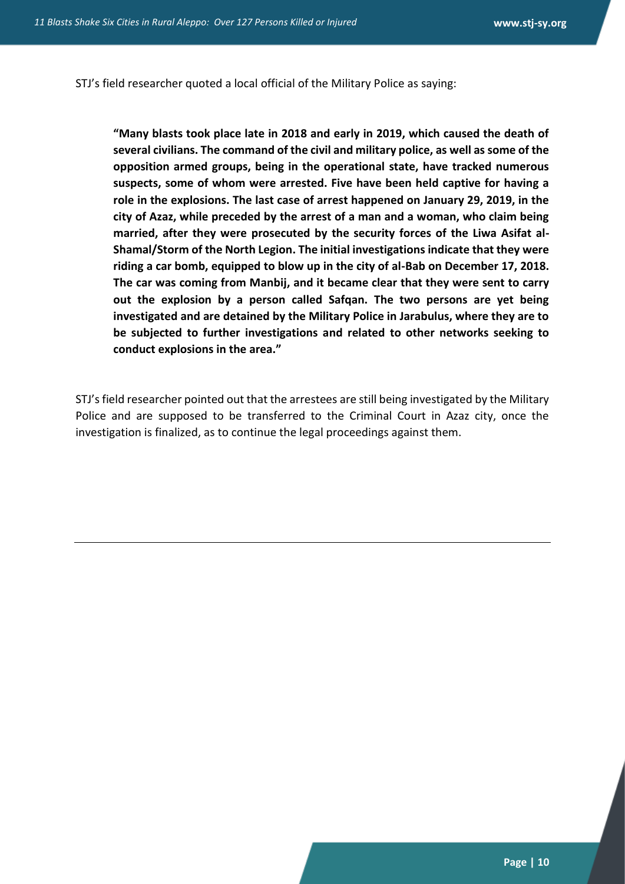STJ's field researcher quoted a local official of the Military Police as saying:

> **"Many blasts took place late in 2018 and early in 2019, which caused the death of several civilians. The command of the civil and military police, as well as some of the opposition armed groups, being in the operational state, have tracked numerous suspects, some of whom were arrested. Five have been held captive for having a role in the explosions. The last case of arrest happened on January 29, 2019, in the city of Azaz, while preceded by the arrest of a man and a woman, who claim being married, after they were prosecuted by the security forces of the Liwa Asifat al-Shamal/Storm of the North Legion. The initial investigations indicate that they were riding a car bomb, equipped to blow up in the city of al-Bab on December 17, 2018. The car was coming from Manbij, and it became clear that they were sent to carry out the explosion by a person called Safqan. The two persons are yet being investigated and are detained by the Military Police in Jarabulus, where they are to be subjected to further investigations and related to other networks seeking to conduct explosions in the area."**

STJ's field researcher pointed out that the arrestees are still being investigated by the Military Police and are supposed to be transferred to the Criminal Court in Azaz city, once the investigation is finalized, as to continue the legal proceedings against them.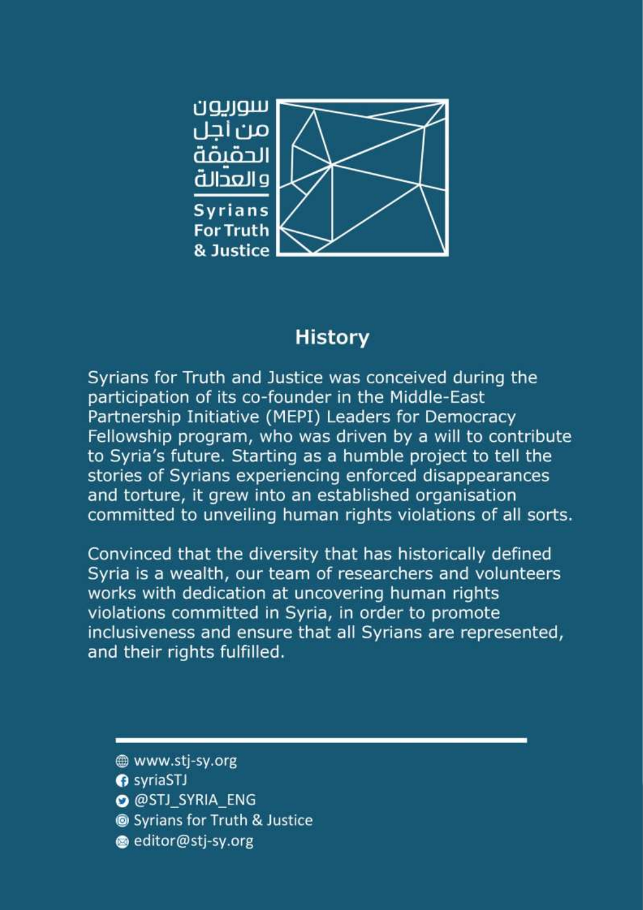سوريون
من أجل
الحقيقة
و العدالة

Syrians
For Truth
& Justice

## History

Syrians for Truth and Justice was conceived during the participation of its co-founder in the Middle-East Partnership Initiative (MEPI) Leaders for Democracy Fellowship program, who was driven by a will to contribute to Syria's future. Starting as a humble project to tell the stories of Syrians experiencing enforced disappearances and torture, it grew into an established organisation committed to unveiling human rights violations of all sorts.

Convinced that the diversity that has historically defined Syria is a wealth, our team of researchers and volunteers works with dedication at uncovering human rights violations committed in Syria, in order to promote inclusiveness and ensure that all Syrians are represented, and their rights fulfilled.

---

- www.stj-sy.org
- syriaSTJ
- @STJ_SYRIA_ENG
- Syrians for Truth & Justice
- editor@stj-sy.org